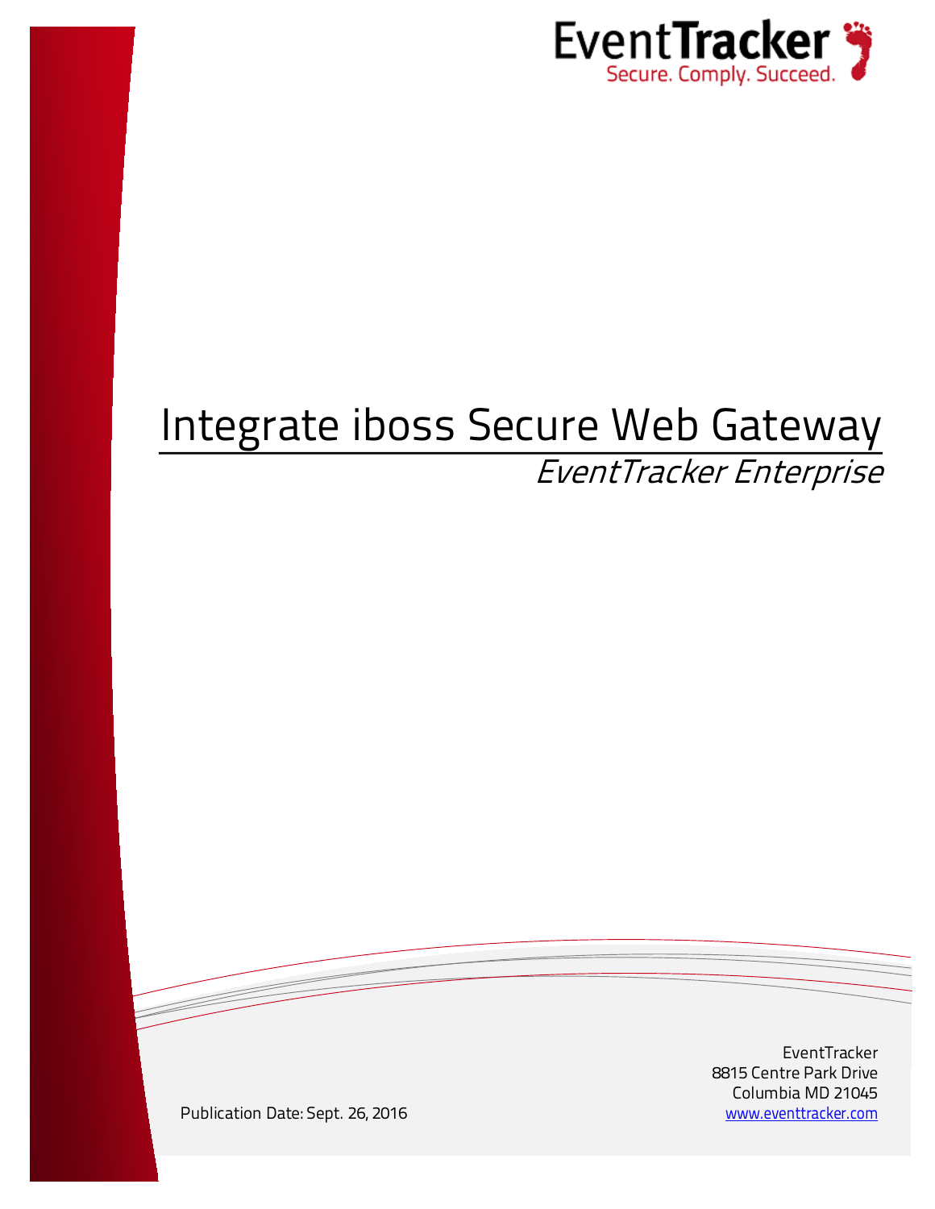EventTracker
Secure. Comply. Succeed.

# Integrate iboss Secure Web Gateway

*EventTracker Enterprise*

Publication Date: Sept. 26, 2016

EventTracker
8815 Centre Park Drive
Columbia MD 21045
[www.eventtracker.com](http://www.eventtracker.com)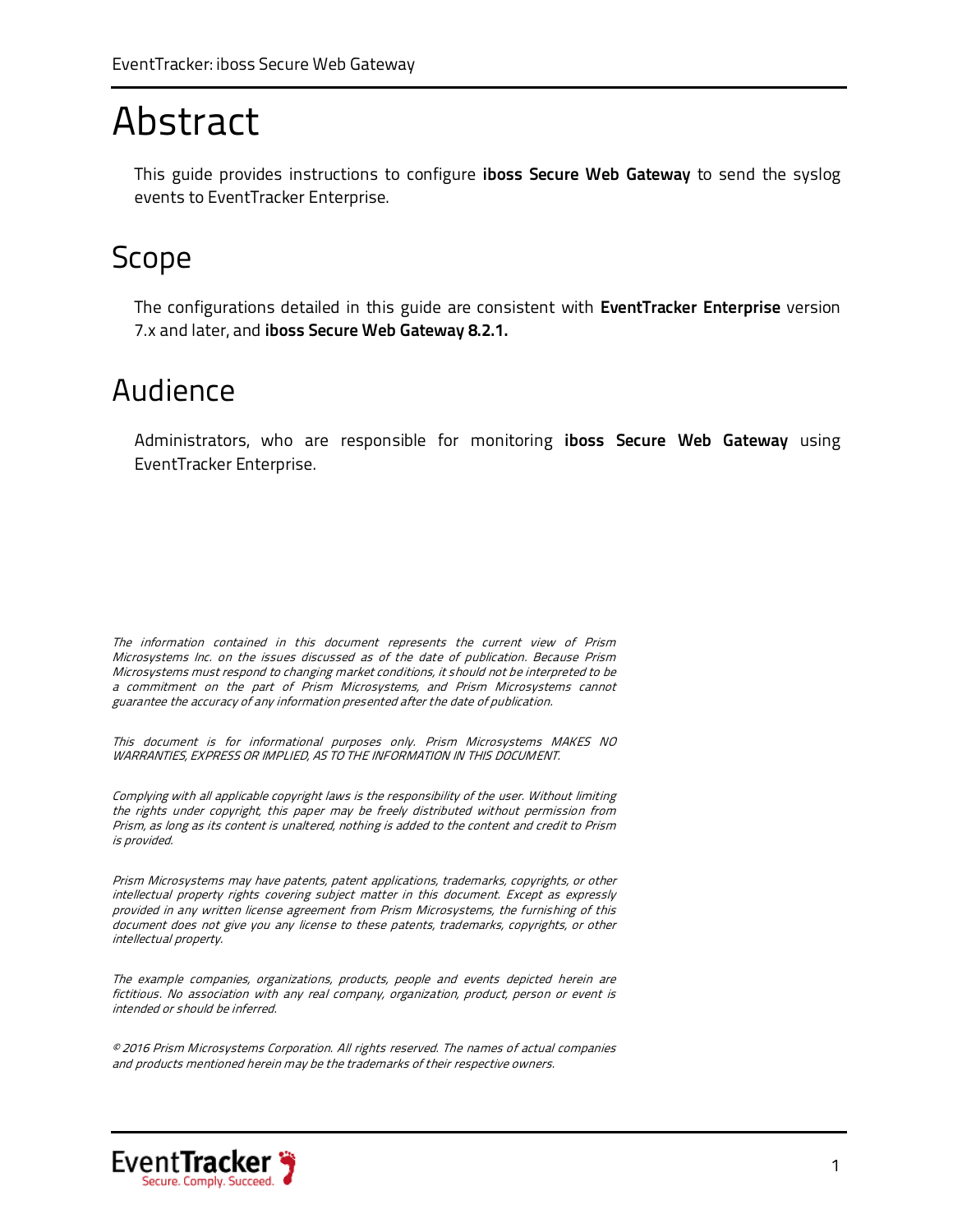# Abstract

This guide provides instructions to configure **iboss Secure Web Gateway** to send the syslog events to EventTracker Enterprise.

# Scope

The configurations detailed in this guide are consistent with **EventTracker Enterprise** version 7.x and later, and **iboss Secure Web Gateway 8.2.1.**

# Audience

Administrators, who are responsible for monitoring **iboss Secure Web Gateway** using EventTracker Enterprise.

*The information contained in this document represents the current view of Prism Microsystems Inc. on the issues discussed as of the date of publication. Because Prism Microsystems must respond to changing market conditions, it should not be interpreted to be a commitment on the part of Prism Microsystems, and Prism Microsystems cannot guarantee the accuracy of any information presented after the date of publication.*

*This document is for informational purposes only. Prism Microsystems MAKES NO WARRANTIES, EXPRESS OR IMPLIED, AS TO THE INFORMATION IN THIS DOCUMENT.*

*Complying with all applicable copyright laws is the responsibility of the user. Without limiting the rights under copyright, this paper may be freely distributed without permission from Prism, as long as its content is unaltered, nothing is added to the content and credit to Prism is provided.*

*Prism Microsystems may have patents, patent applications, trademarks, copyrights, or other intellectual property rights covering subject matter in this document. Except as expressly provided in any written license agreement from Prism Microsystems, the furnishing of this document does not give you any license to these patents, trademarks, copyrights, or other intellectual property.*

*The example companies, organizations, products, people and events depicted herein are fictitious. No association with any real company, organization, product, person or event is intended or should be inferred.*

*© 2016 Prism Microsystems Corporation. All rights reserved. The names of actual companies and products mentioned herein may be the trademarks of their respective owners.*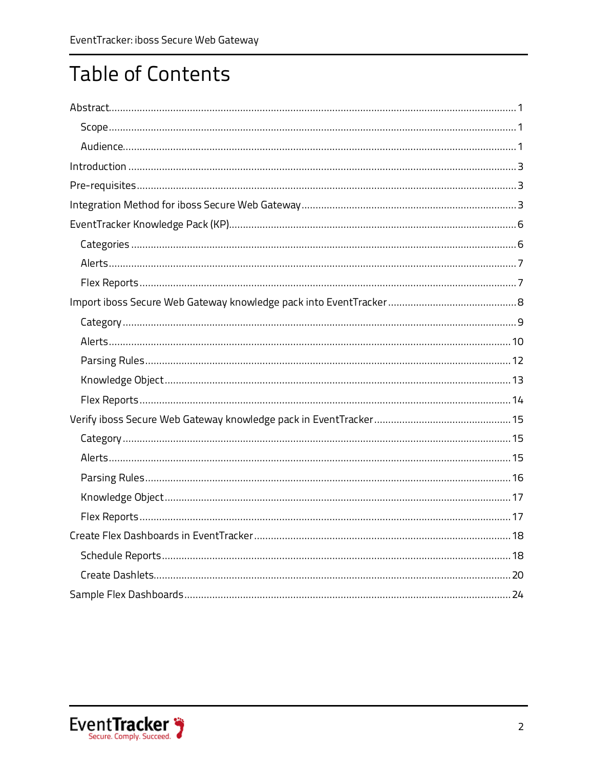# Table of Contents

Abstract....1

- Scope....1
- Audience....1

Introduction....3

Pre-requisites....3

Integration Method for iboss Secure Web Gateway....3

EventTracker Knowledge Pack (KP)....6

- Categories....6
- Alerts....7
- Flex Reports....7

Import iboss Secure Web Gateway knowledge pack into EventTracker....8

- Category....9
- Alerts....10
- Parsing Rules....12
- Knowledge Object....13
- Flex Reports....14

Verify iboss Secure Web Gateway knowledge pack in EventTracker....15

- Category....15
- Alerts....15
- Parsing Rules....16
- Knowledge Object....17
- Flex Reports....17

Create Flex Dashboards in EventTracker....18

- Schedule Reports....18
- Create Dashlets....20

Sample Flex Dashboards....24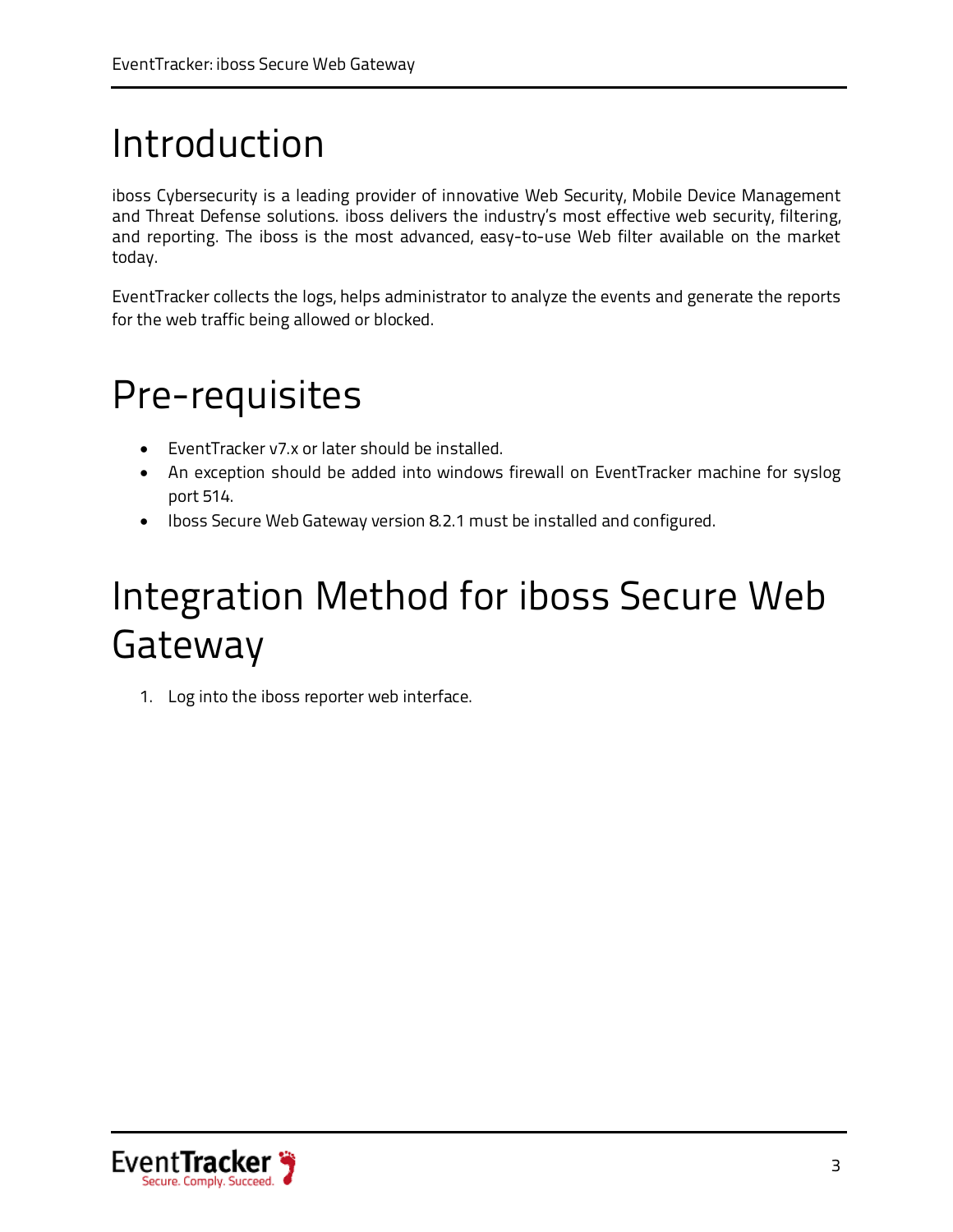# Introduction

iboss Cybersecurity is a leading provider of innovative Web Security, Mobile Device Management and Threat Defense solutions. iboss delivers the industry's most effective web security, filtering, and reporting. The iboss is the most advanced, easy-to-use Web filter available on the market today.

EventTracker collects the logs, helps administrator to analyze the events and generate the reports for the web traffic being allowed or blocked.

# Pre-requisites

- EventTracker v7.x or later should be installed.
- An exception should be added into windows firewall on EventTracker machine for syslog port 514.
- Iboss Secure Web Gateway version 8.2.1 must be installed and configured.

# Integration Method for iboss Secure Web Gateway

1. Log into the iboss reporter web interface.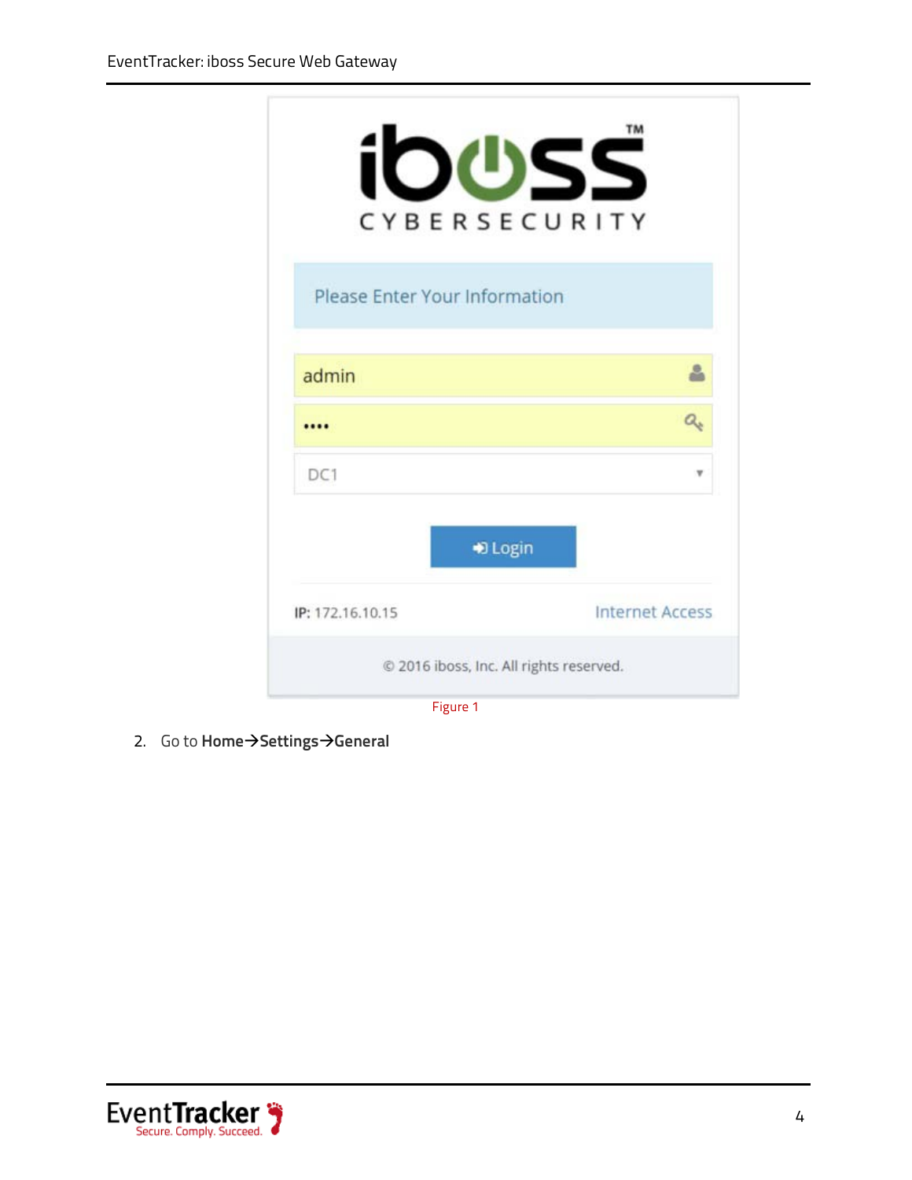Figure 1

2. Go to **Home→Settings→General**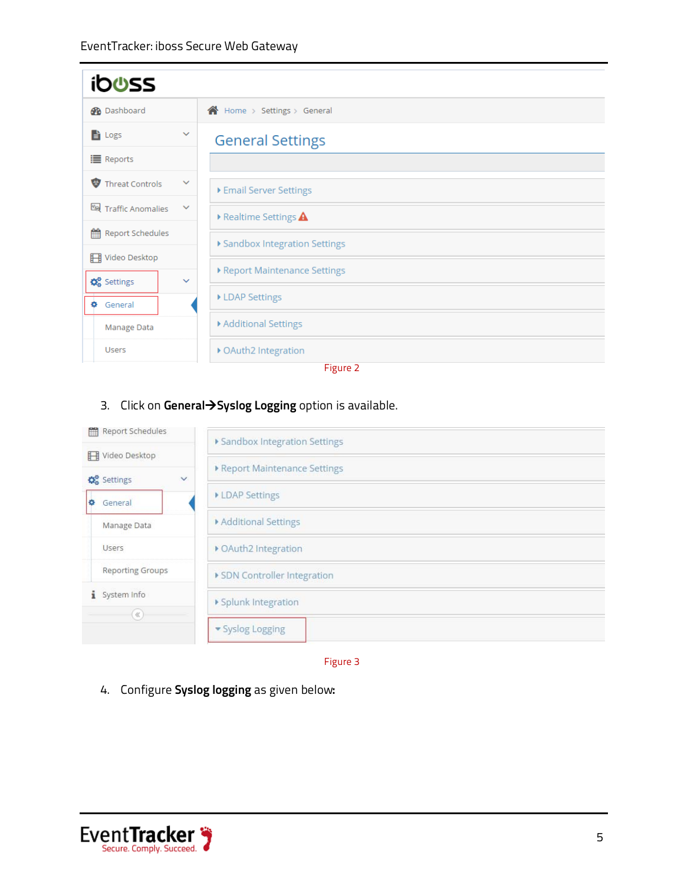Figure 2

3. Click on **General→Syslog Logging** option is available.

Figure 3

4. Configure **Syslog logging** as given below: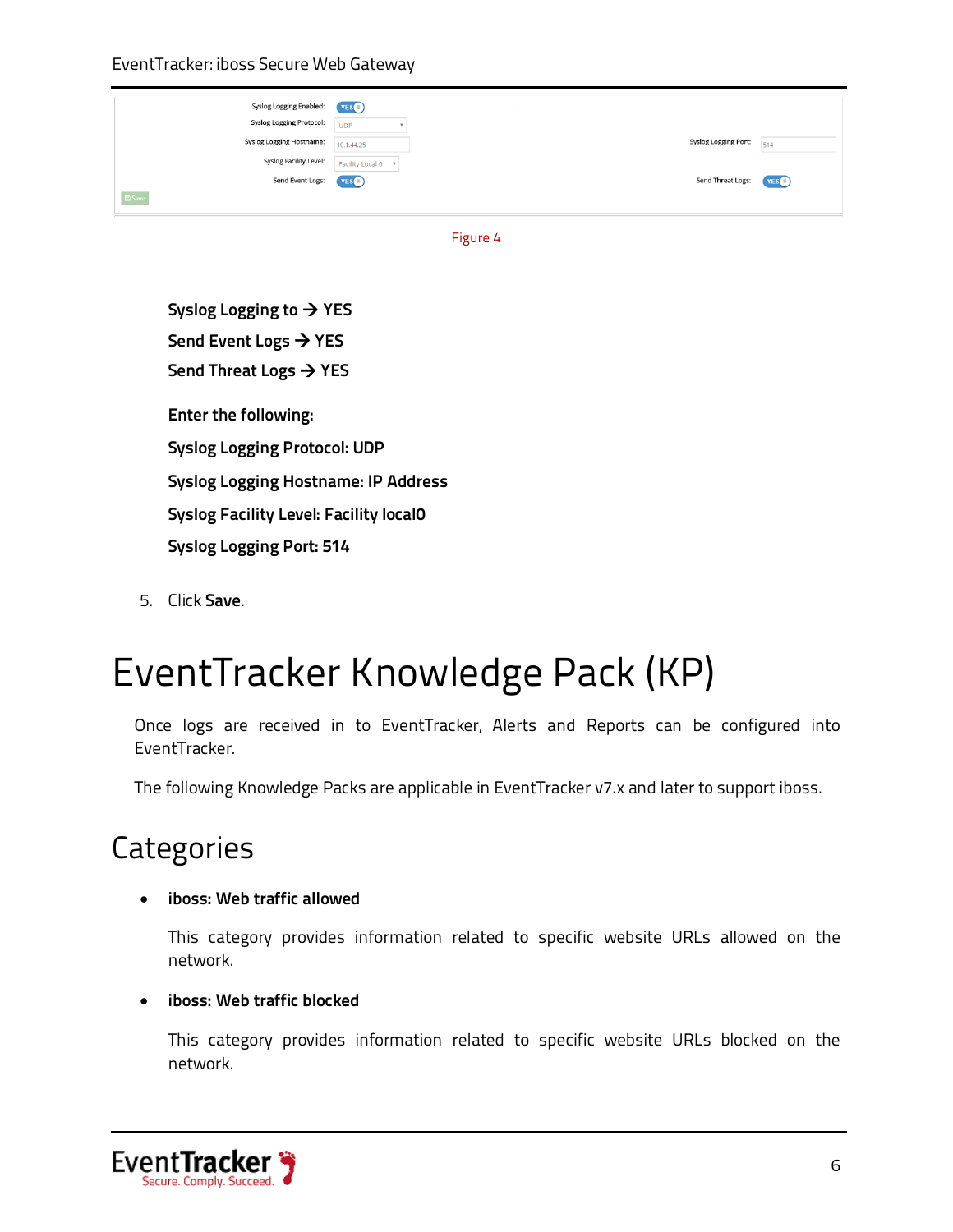Figure 4

**Syslog Logging to → YES**

**Send Event Logs → YES**

**Send Threat Logs → YES**

**Enter the following:**

**Syslog Logging Protocol: UDP**

**Syslog Logging Hostname: IP Address**

**Syslog Facility Level: Facility local0**

**Syslog Logging Port: 514**

5. Click **Save**.

# EventTracker Knowledge Pack (KP)

Once logs are received in to EventTracker, Alerts and Reports can be configured into EventTracker.

The following Knowledge Packs are applicable in EventTracker v7.x and later to support iboss.

## Categories

- **iboss: Web traffic allowed**

  This category provides information related to specific website URLs allowed on the network.

- **iboss: Web traffic blocked**

  This category provides information related to specific website URLs blocked on the network.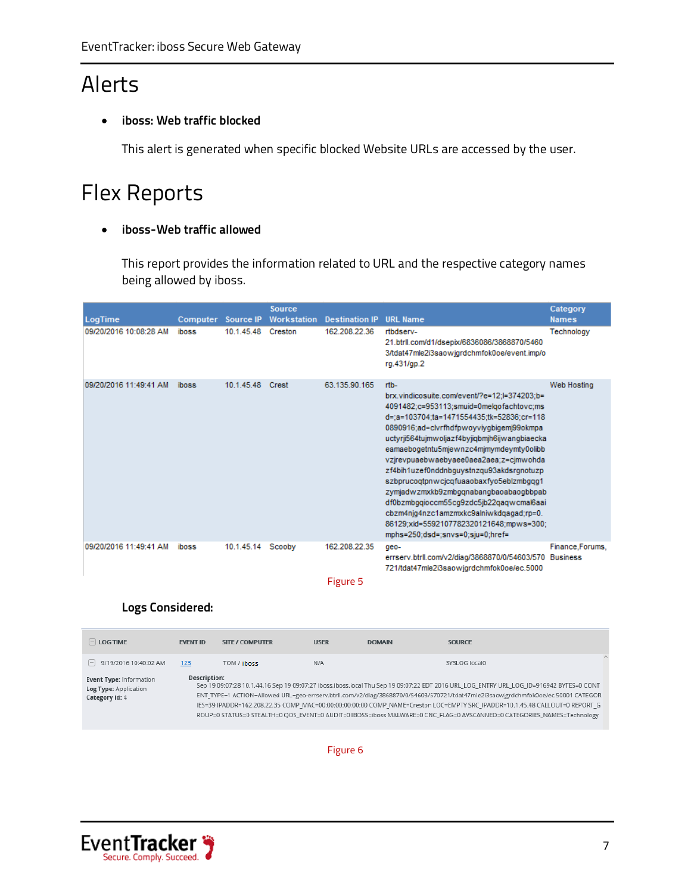# Alerts

- **iboss: Web traffic blocked**

  This alert is generated when specific blocked Website URLs are accessed by the user.

# Flex Reports

- **iboss-Web traffic allowed**

  This report provides the information related to URL and the respective category names being allowed by iboss.

| LogTime | Computer | Source IP | Source Workstation | Destination IP | URL Name | Category Names |
|---|---|---|---|---|---|---|
| 09/20/2016 10:08:28 AM | iboss | 10.1.45.48 | Creston | 162.208.22.36 | rtbdserv-21.btrll.com/d1/dsepix/6836086/3868870/54603/tdat47mle2i3saowjgrdchmfok0oe/event.imp/org.431/gp.2 | Technology |
| 09/20/2016 11:49:41 AM | iboss | 10.1.45.48 | Crest | 63.135.90.165 | rtb-brx.vindicosuite.com/event/?e=12;l=374203;b=4091482;c=953113;smuid=0melqofachtovc;msd=;a=103704;ta=1471554435;tk=52836;cr=1180890916;ad=clvrfhdfpwoyviygbigemj99okmpauctyrji564tujmwoljazf4byjiqbmjh6ijwangbiaeckaeamaebogetntu5mjewnzc4mjmymdeymty0olibbvzjrevpuaebwaebyaee0aea2aea;z=cjmwohdazf4bih1uzef0nddnbguystnzqu93akdsrgnotuzpszbprucoqtpnwcjcqfuaaobaxfyo5eblzmbgqg1zymjadwzmxkb9zmbgqnabangbaoabaogbbpabdf0bzmbgqioccm55cg9zdc5jb22qaqwcmal6aaicbzm4njg4nzc1amzmxkc9alniwkdqagad;rp=0.86129;xid=5592107782320121648;mpws=300;mphs=250;dsd=;snvs=0;sju=0;href= | Web Hosting |
| 09/20/2016 11:49:41 AM | iboss | 10.1.45.14 | Scooby | 162.208.22.35 | geo-errserv.btrll.com/v2/diag/3868870/0/54603/570721/tdat47mle2i3saowjgrdchmfok0oe/ec.5000 | Finance,Forums,Business |

Figure 5

**Logs Considered:**

| LOG TIME | EVENT ID | SITE / COMPUTER | USER | DOMAIN | SOURCE |
|---|---|---|---|---|---|
| 9/19/2016 10:40:02 AM | 123 | TOM / iboss | N/A | | SYSLOG local0 |

Event Type: Information
Log Type: Application
Category Id: 4

Description:
Sep 19 09:07:28 10.1.44.16 Sep 19 09:07:27 iboss.iboss.local Thu Sep 19 09:07:22 EDT 2016 URL_LOG_ENTRY URL_LOG_ID=916942 BYTES=0 CONTENT_TYPE=1 ACTION=Allowed URL=geo-errserv.btrll.com/v2/diag/3868870/0/54603/570721/tdat47mle2i3saowjgrdchmfok0oe/ec.50001 CATEGORIES=39 IPADDR=162.208.22.35 COMP_MAC=00:00:00:00:00:00 COMP_NAME=Creston LOC=EMPTY SRC_IPADDR=10.1.45.48 CALLOUT=0 REPORT_GROUP=0 STATUS=0 STEALTH=0 QOS_EVENT=0 AUDIT=0 IBOSS=iboss MALWARE=0 CNC_FLAG=0 AVSCANNED=0 CATEGORIES_NAMES=Technology

Figure 6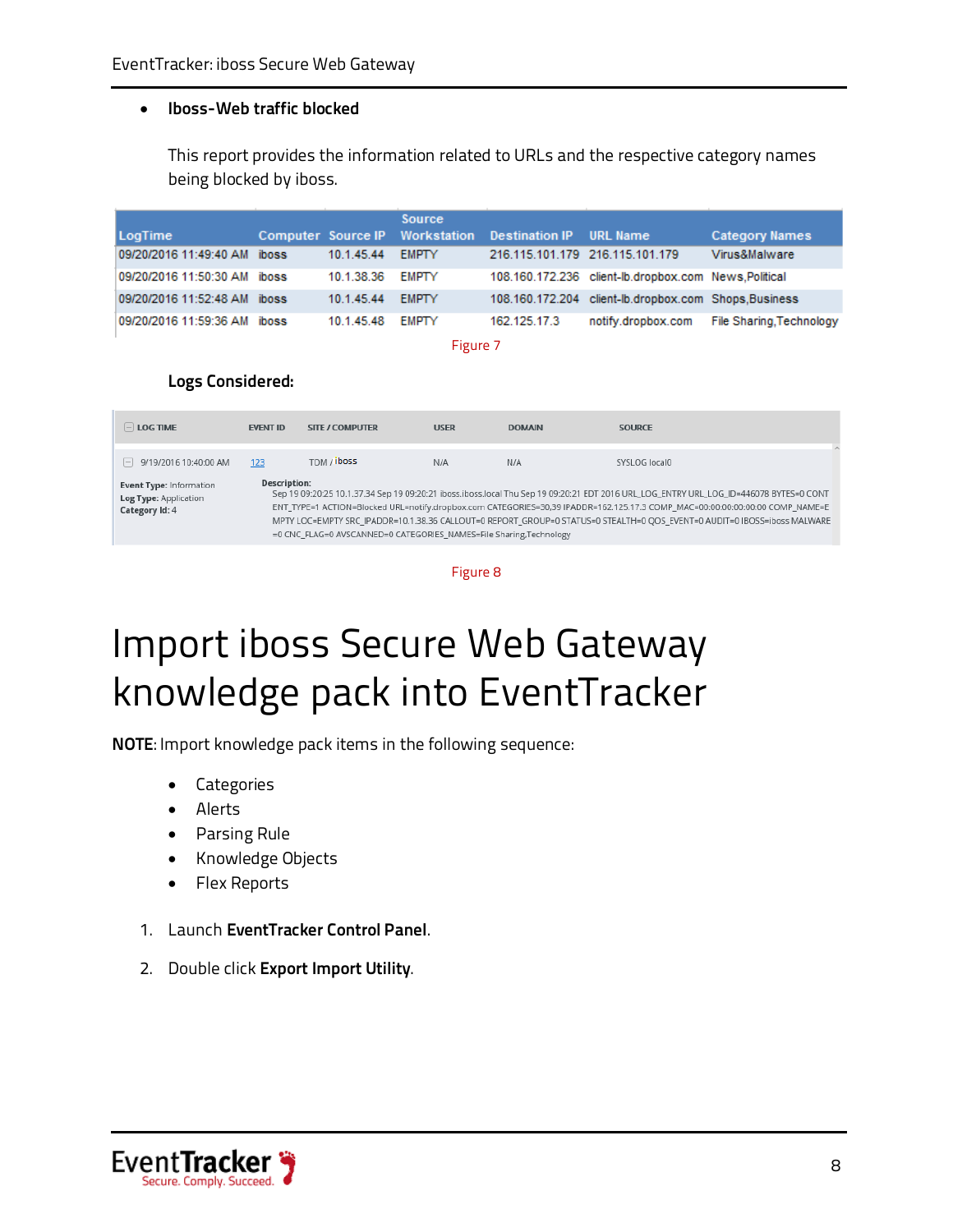- **Iboss-Web traffic blocked**

  This report provides the information related to URLs and the respective category names being blocked by iboss.

| LogTime | Computer | Source IP | Source Workstation | Destination IP | URL Name | Category Names |
|---|---|---|---|---|---|---|
| 09/20/2016 11:49:40 AM | iboss | 10.1.45.44 | EMPTY | 216.115.101.179 | 216.115.101.179 | Virus&Malware |
| 09/20/2016 11:50:30 AM | iboss | 10.1.38.36 | EMPTY | 108.160.172.236 | client-lb.dropbox.com | News,Political |
| 09/20/2016 11:52:48 AM | iboss | 10.1.45.44 | EMPTY | 108.160.172.204 | client-lb.dropbox.com | Shops,Business |
| 09/20/2016 11:59:36 AM | iboss | 10.1.45.48 | EMPTY | 162.125.17.3 | notify.dropbox.com | File Sharing,Technology |

Figure 7

**Logs Considered:**

| LOG TIME | EVENT ID | SITE / COMPUTER | USER | DOMAIN | SOURCE |
|---|---|---|---|---|---|
| 9/19/2016 10:40:00 AM | 123 | TOM / iboss | N/A | N/A | SYSLOG local0 |

Event Type: Information
Log Type: Application
Category Id: 4

Description:
Sep 19 09:20:25 10.1.37.34 Sep 19 09:20:21 iboss.iboss.local Thu Sep 19 09:20:21 EDT 2016 URL_LOG_ENTRY URL_LOG_ID=446078 BYTES=0 CONTENT_TYPE=1 ACTION=Blocked URL=notify.dropbox.com CATEGORIES=30,39 IPADDR=162.125.17.3 COMP_MAC=00:00:00:00:00:00 COMP_NAME=EMPTY LOC=EMPTY SRC_IPADDR=10.1.38.36 CALLOUT=0 REPORT_GROUP=0 STATUS=0 STEALTH=0 QOS_EVENT=0 AUDIT=0 IBOSS=iboss MALWARE=0 CNC_FLAG=0 AVSCANNED=0 CATEGORIES_NAMES=File Sharing,Technology

Figure 8

# Import iboss Secure Web Gateway knowledge pack into EventTracker

**NOTE**: Import knowledge pack items in the following sequence:

- Categories
- Alerts
- Parsing Rule
- Knowledge Objects
- Flex Reports

1. Launch **EventTracker Control Panel**.
2. Double click **Export Import Utility**.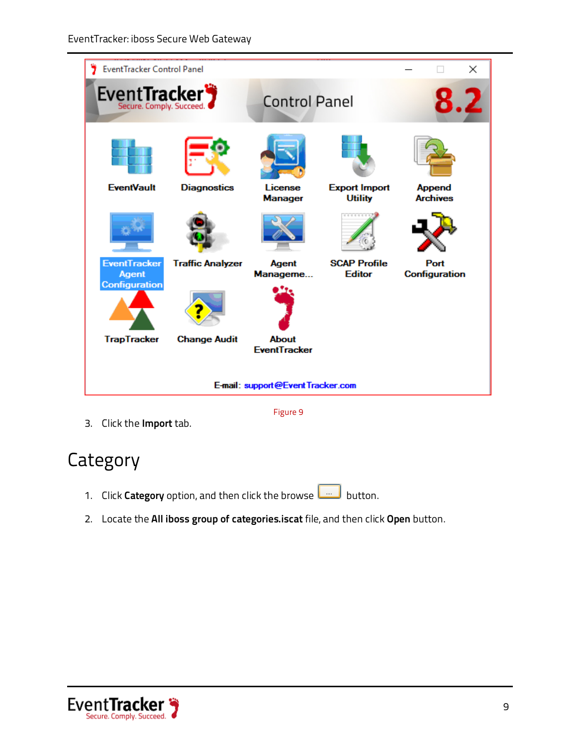Figure 9

3. Click the **Import** tab.

## Category

1. Click **Category** option, and then click the browse button.
2. Locate the **All iboss group of categories.iscat** file, and then click **Open** button.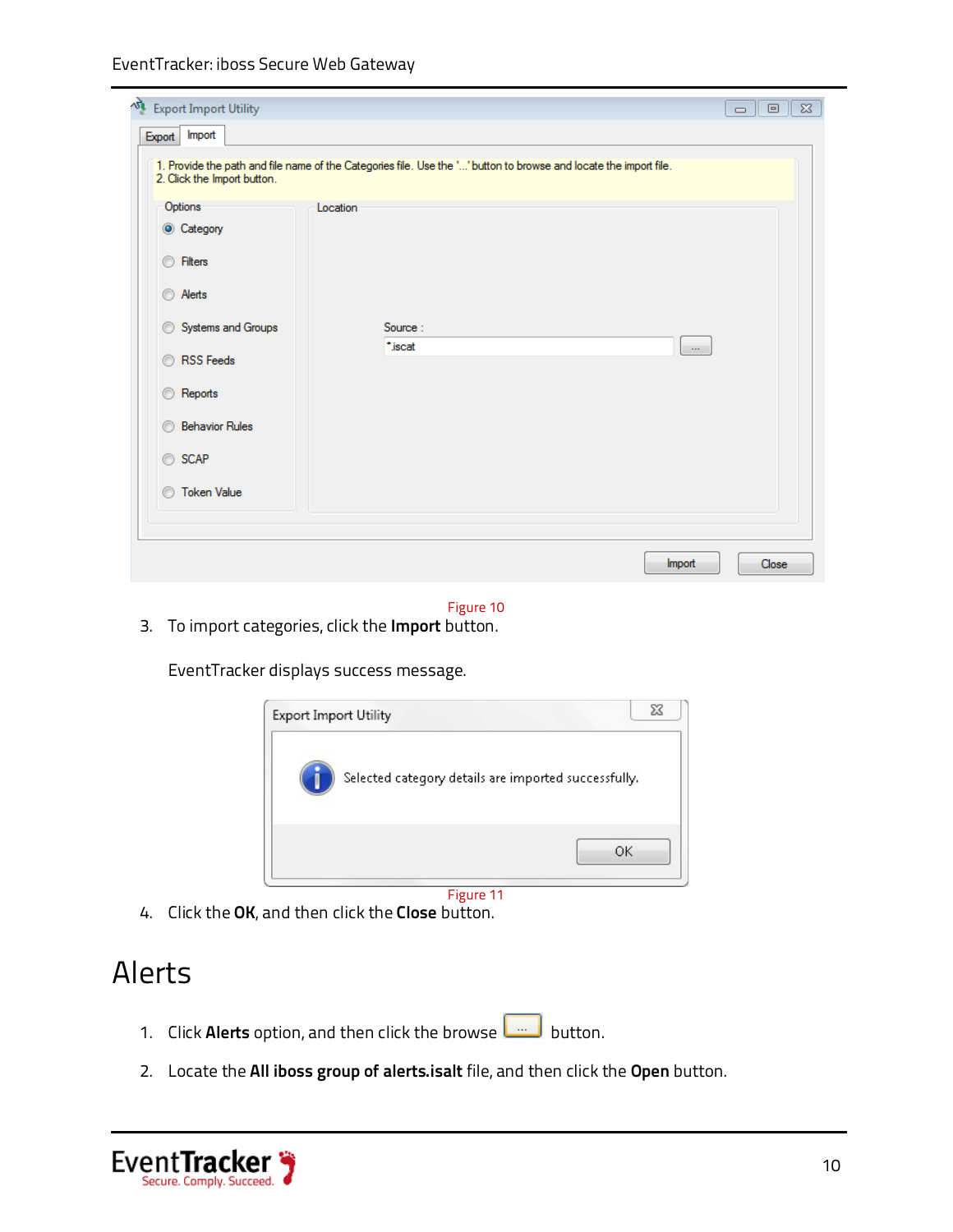Figure 10

3. To import categories, click the **Import** button.

   EventTracker displays success message.

Figure 11

4. Click the **OK**, and then click the **Close** button.

# Alerts

1. Click **Alerts** option, and then click the browse button.
2. Locate the **All iboss group of alerts.isalt** file, and then click the **Open** button.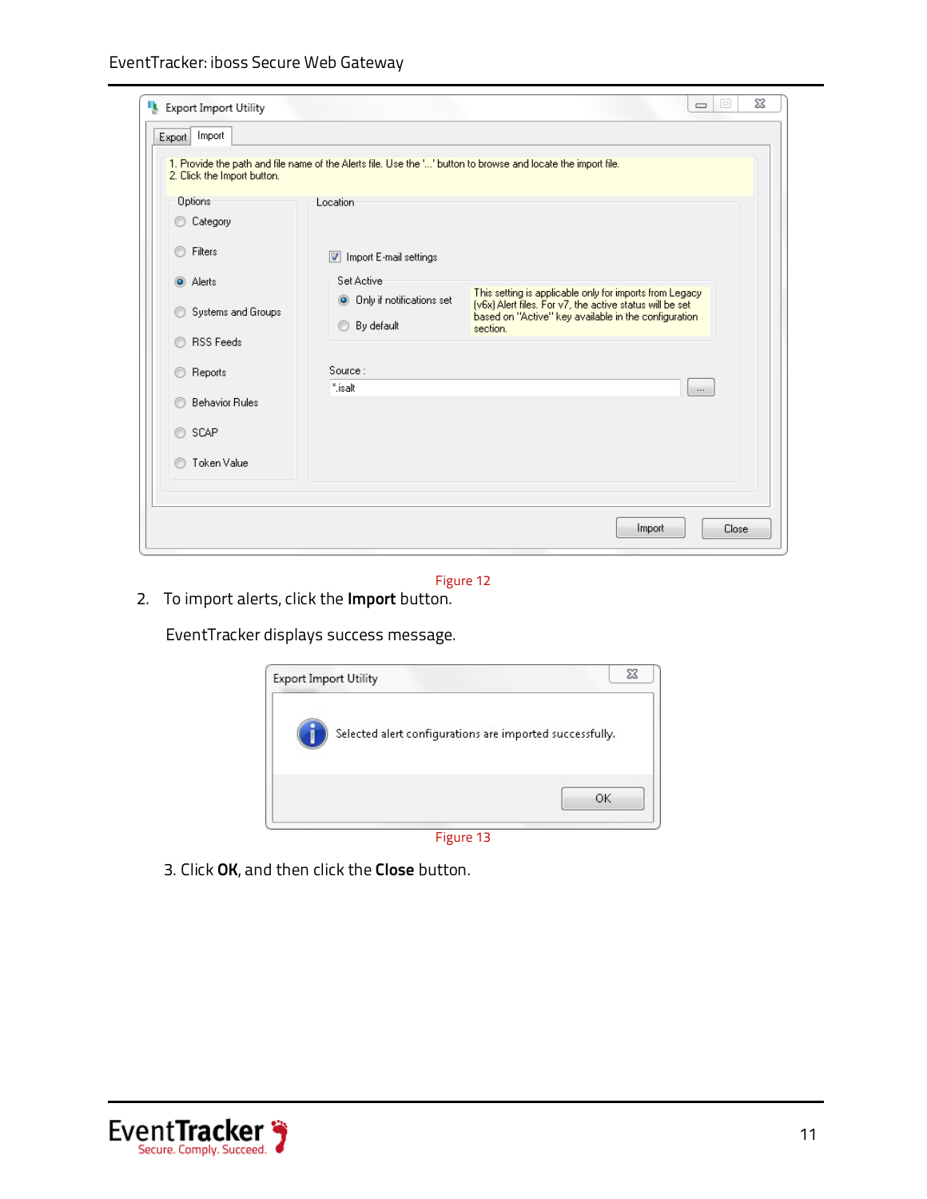Figure 12

2. To import alerts, click the **Import** button.

   EventTracker displays success message.

Figure 13

3. Click **OK**, and then click the **Close** button.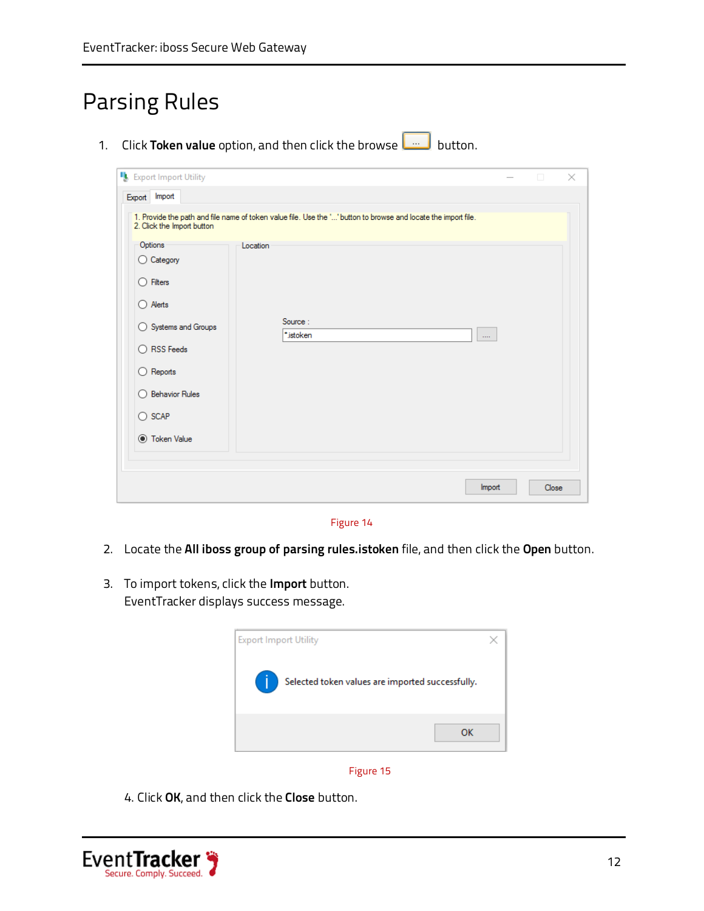# Parsing Rules

1. Click **Token value** option, and then click the browse button.

Figure 14

2. Locate the **All iboss group of parsing rules.istoken** file, and then click the **Open** button.

3. To import tokens, click the **Import** button.
   EventTracker displays success message.

Figure 15

4. Click **OK**, and then click the **Close** button.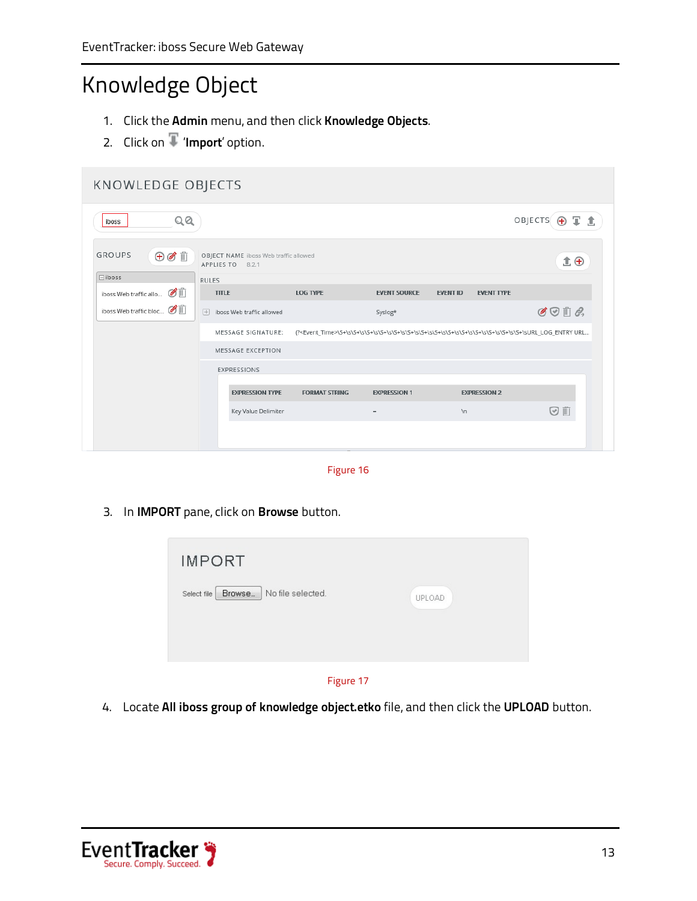# Knowledge Object

1. Click the **Admin** menu, and then click **Knowledge Objects**.
2. Click on '**Import**' option.

Figure 16

3. In **IMPORT** pane, click on **Browse** button.

Figure 17

4. Locate **All iboss group of knowledge object.etko** file, and then click the **UPLOAD** button.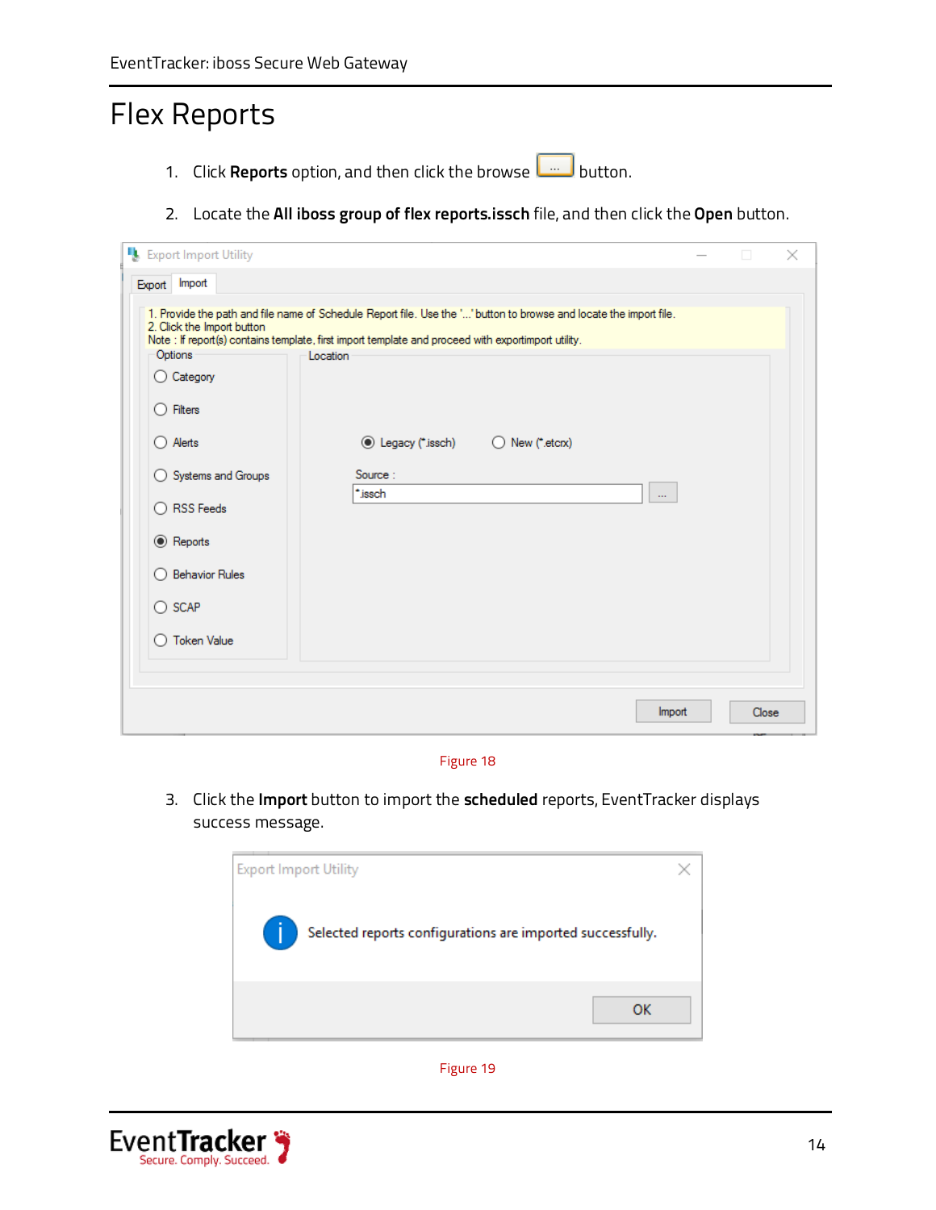# Flex Reports

1. Click **Reports** option, and then click the browse [...] button.
2. Locate the **All iboss group of flex reports.issch** file, and then click the **Open** button.

Figure 18

3. Click the **Import** button to import the **scheduled** reports, EventTracker displays success message.

Figure 19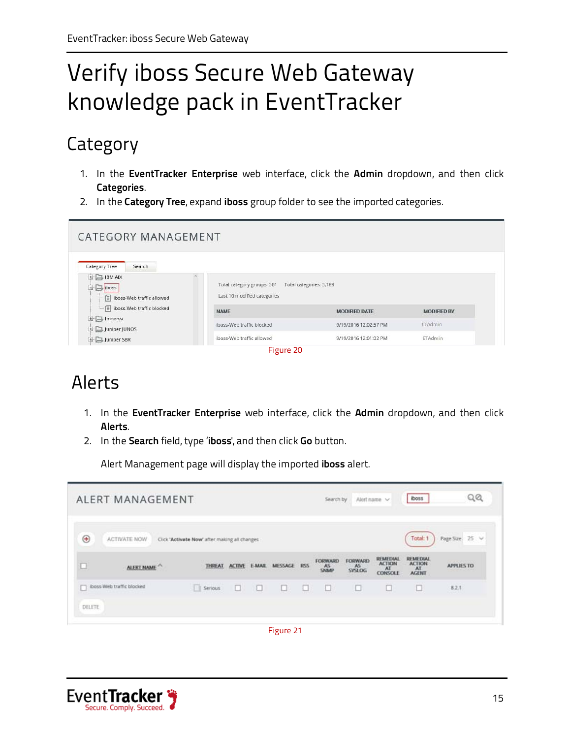# Verify iboss Secure Web Gateway knowledge pack in EventTracker

## Category

1. In the **EventTracker Enterprise** web interface, click the **Admin** dropdown, and then click **Categories**.
2. In the **Category Tree**, expand **iboss** group folder to see the imported categories.

Figure 20

## Alerts

1. In the **EventTracker Enterprise** web interface, click the **Admin** dropdown, and then click **Alerts**.
2. In the **Search** field, type '**iboss**', and then click **Go** button.

   Alert Management page will display the imported **iboss** alert.

Figure 21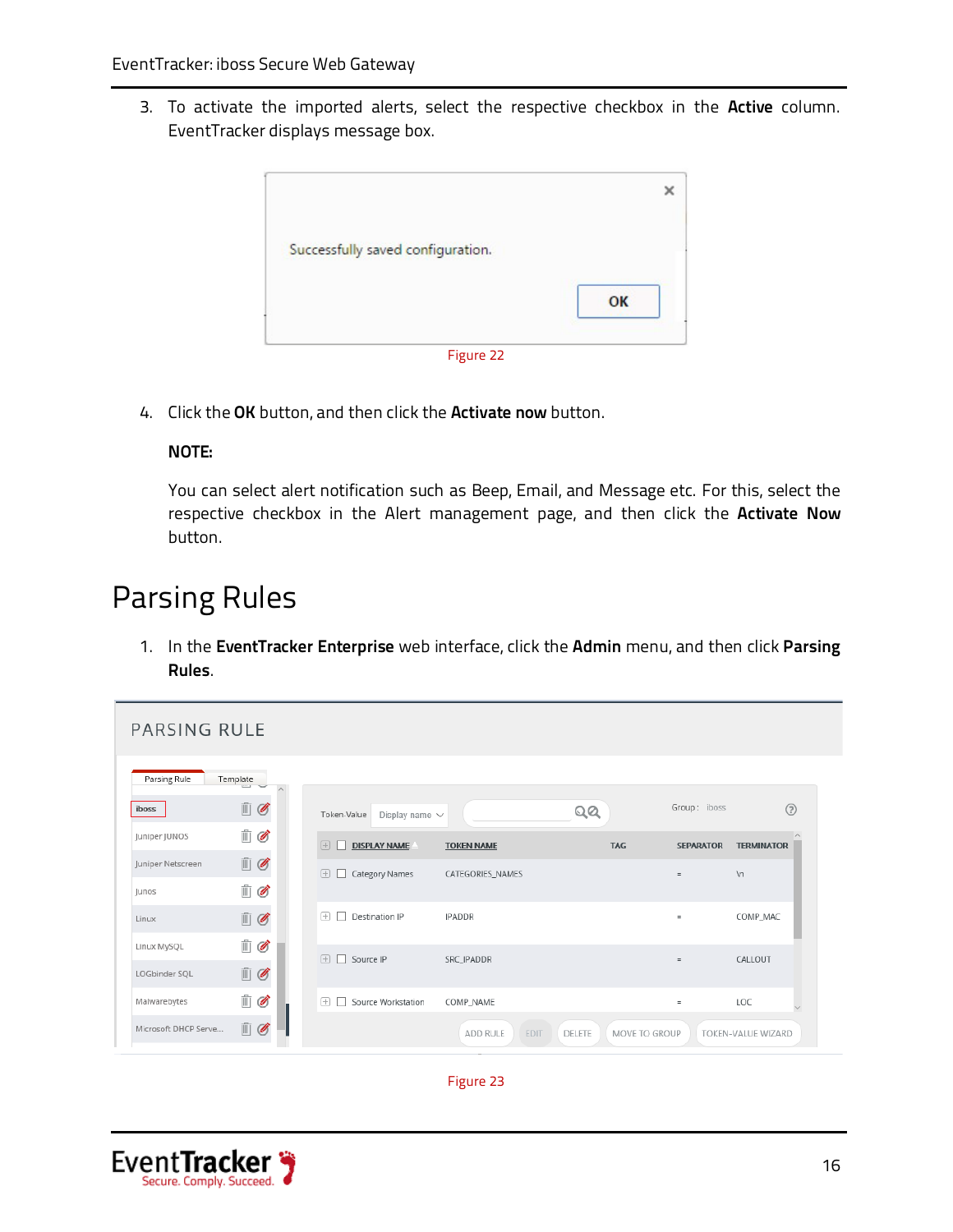3. To activate the imported alerts, select the respective checkbox in the **Active** column. EventTracker displays message box.

Figure 22

4. Click the **OK** button, and then click the **Activate now** button.

   **NOTE:**

   You can select alert notification such as Beep, Email, and Message etc. For this, select the respective checkbox in the Alert management page, and then click the **Activate Now** button.

# Parsing Rules

1. In the **EventTracker Enterprise** web interface, click the **Admin** menu, and then click **Parsing Rules**.

Figure 23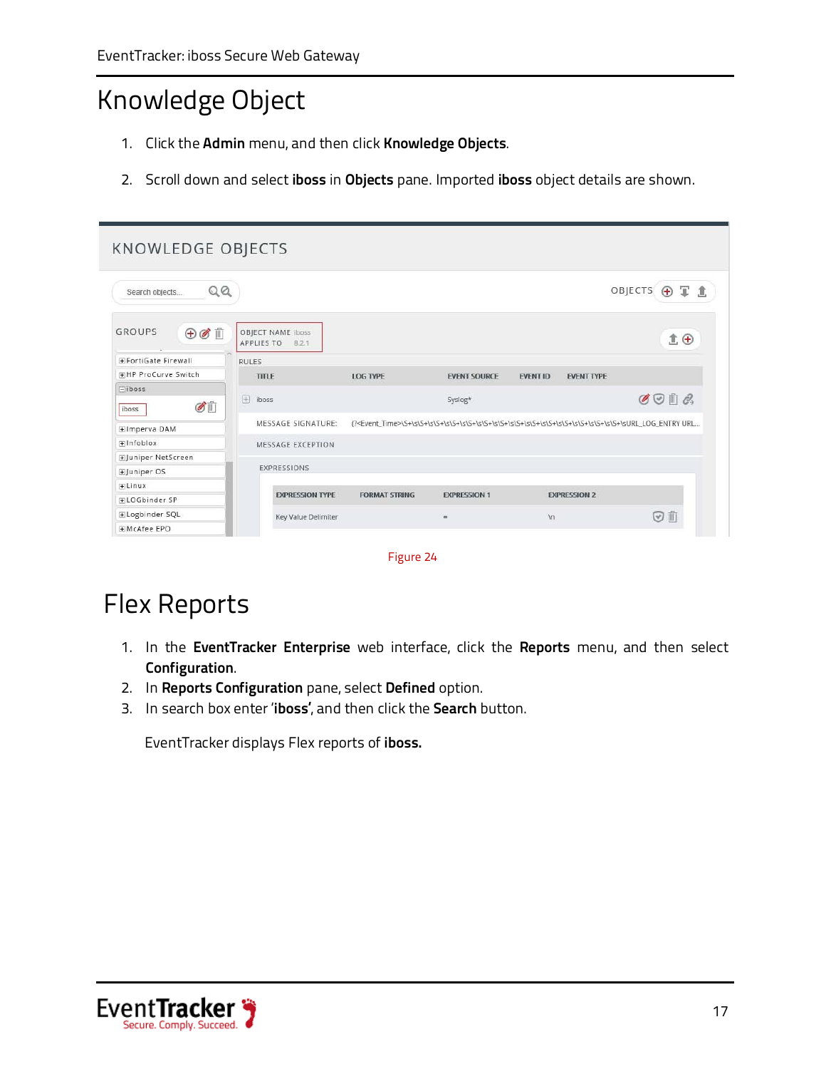# Knowledge Object

1. Click the **Admin** menu, and then click **Knowledge Objects**.

2. Scroll down and select **iboss** in **Objects** pane. Imported **iboss** object details are shown.

Figure 24

# Flex Reports

1. In the **EventTracker Enterprise** web interface, click the **Reports** menu, and then select **Configuration**.
2. In **Reports Configuration** pane, select **Defined** option.
3. In search box enter '**iboss'**, and then click the **Search** button.

EventTracker displays Flex reports of **iboss.**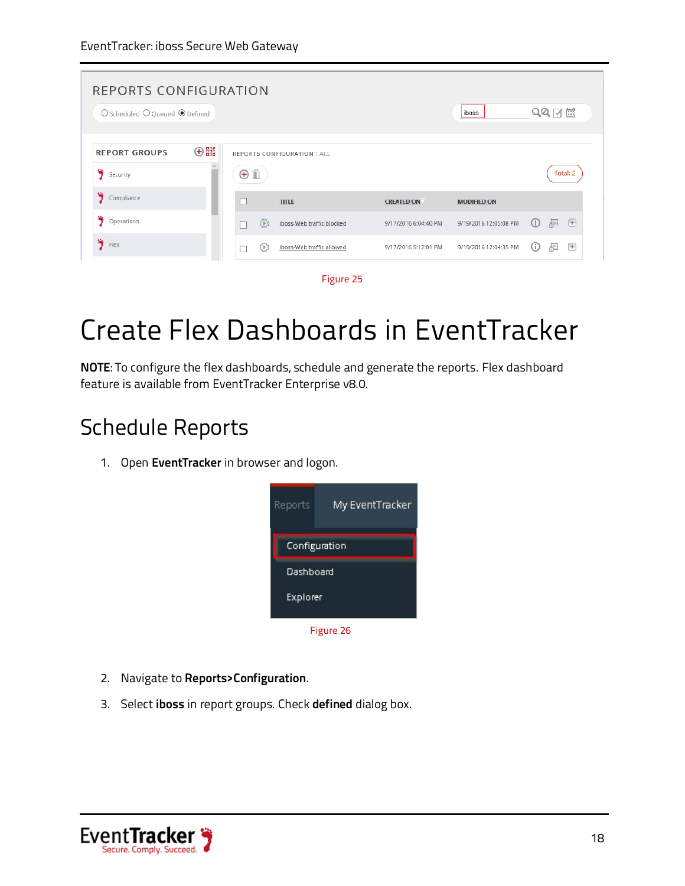Figure 25

# Create Flex Dashboards in EventTracker

**NOTE**: To configure the flex dashboards, schedule and generate the reports. Flex dashboard feature is available from EventTracker Enterprise v8.0.

## Schedule Reports

1. Open **EventTracker** in browser and logon.

Figure 26

2. Navigate to **Reports>Configuration**.
3. Select **iboss** in report groups. Check **defined** dialog box.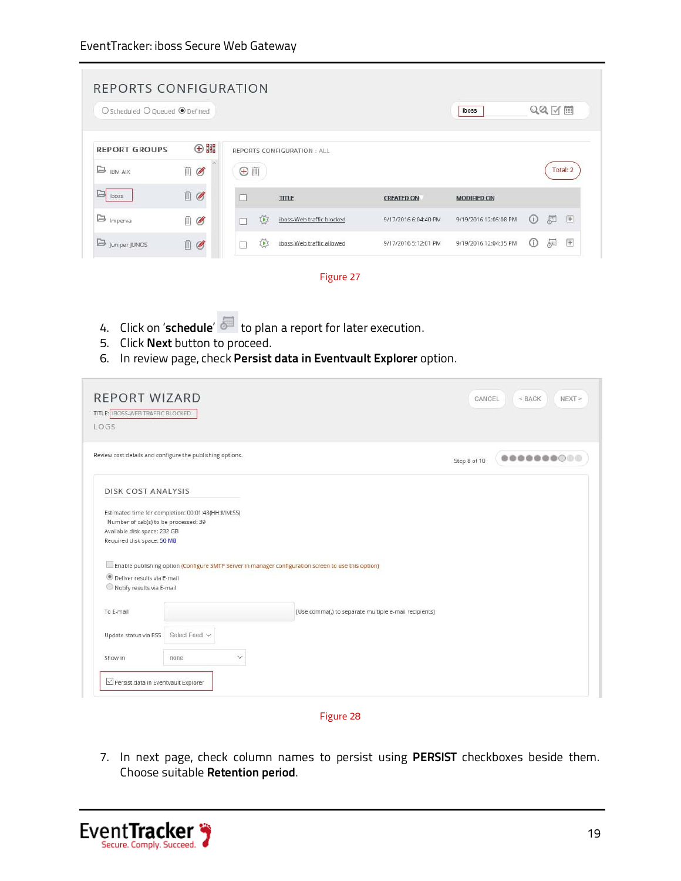Figure 27

4. Click on '**schedule**' to plan a report for later execution.
5. Click **Next** button to proceed.
6. In review page, check **Persist data in Eventvault Explorer** option.

Figure 28

7. In next page, check column names to persist using **PERSIST** checkboxes beside them. Choose suitable **Retention period**.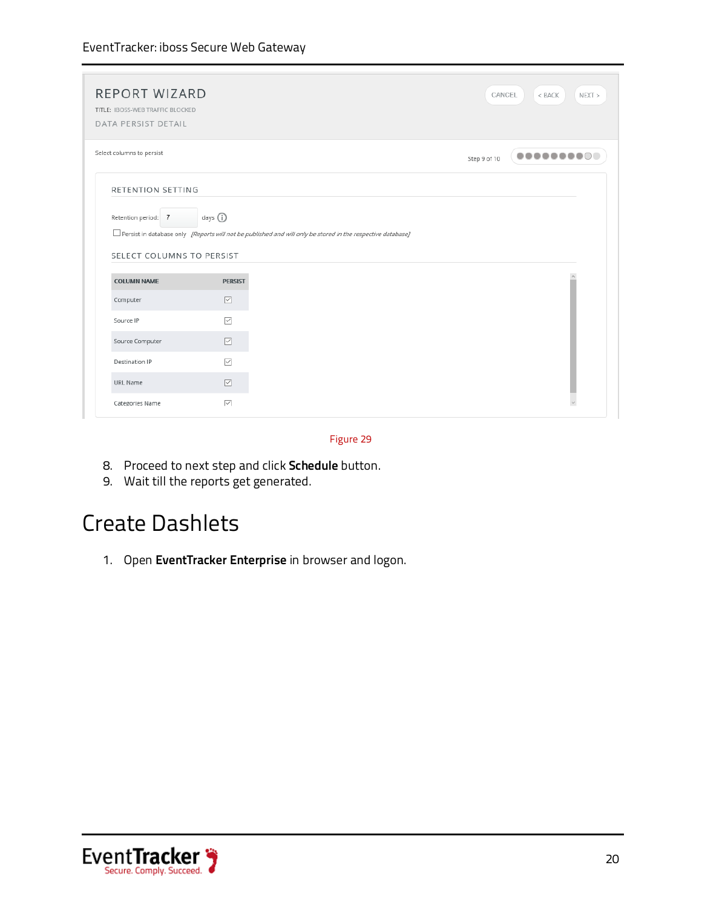REPORT WIZARD

TITLE: IBOSS-WEB TRAFFIC BLOCKED

DATA PERSIST DETAIL

CANCEL  < BACK  NEXT >

Select columns to persist

Step 9 of 10

RETENTION SETTING

Retention period: 7 days

Persist in database only [Reports will not be published and will only be stored in the respective database]

SELECT COLUMNS TO PERSIST

| COLUMN NAME | PERSIST |
|---|---|
| Computer | ☑ |
| Source IP | ☑ |
| Source Computer | ☑ |
| Destination IP | ☑ |
| URL Name | ☑ |
| Categories Name | ☑ |

Figure 29

8. Proceed to next step and click **Schedule** button.
9. Wait till the reports get generated.

# Create Dashlets

1. Open **EventTracker Enterprise** in browser and logon.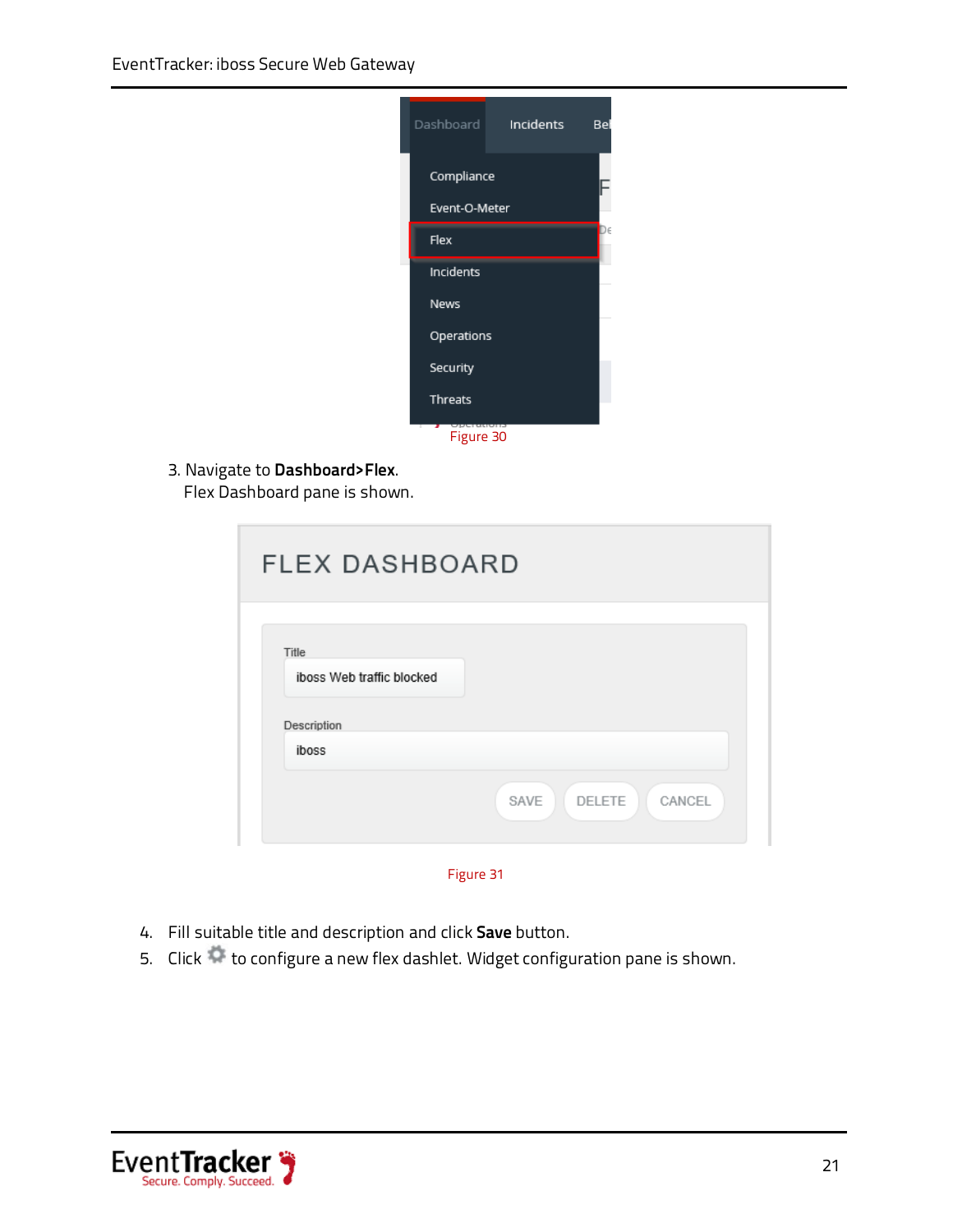Figure 30

3. Navigate to **Dashboard>Flex**.
   Flex Dashboard pane is shown.

Figure 31

4. Fill suitable title and description and click **Save** button.
5. Click ⚙ to configure a new flex dashlet. Widget configuration pane is shown.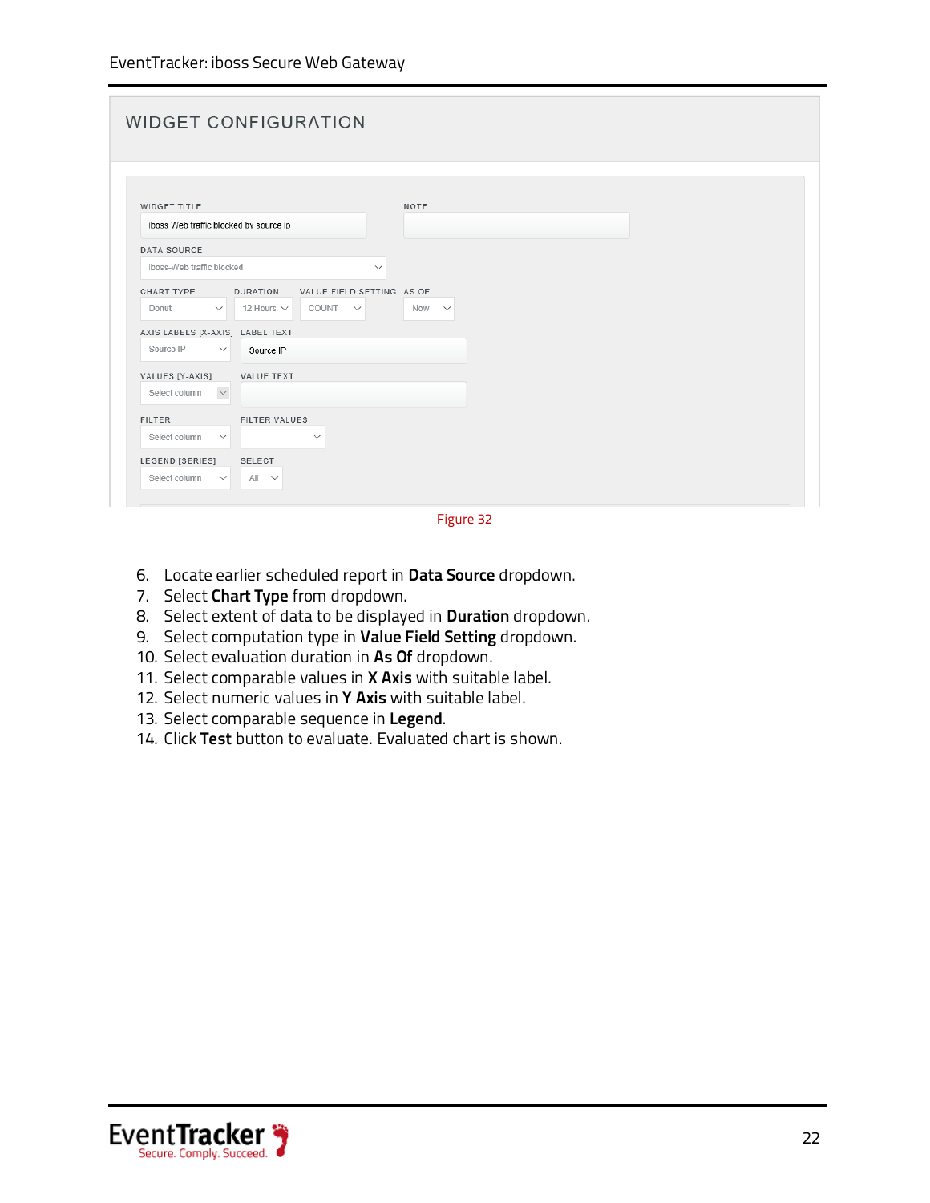WIDGET CONFIGURATION

WIDGET TITLE
iboss Web traffic blocked by source ip

NOTE

DATA SOURCE
iboss-Web traffic blocked

CHART TYPE
Donut

DURATION
12 Hours

VALUE FIELD SETTING
COUNT

AS OF
Now

AXIS LABELS [X-AXIS]
Source IP

LABEL TEXT
Source IP

VALUES [Y-AXIS]
Select column

VALUE TEXT

FILTER
Select column

FILTER VALUES

LEGEND [SERIES]
Select column

SELECT
All

Figure 32

6. Locate earlier scheduled report in **Data Source** dropdown.
7. Select **Chart Type** from dropdown.
8. Select extent of data to be displayed in **Duration** dropdown.
9. Select computation type in **Value Field Setting** dropdown.
10. Select evaluation duration in **As Of** dropdown.
11. Select comparable values in **X Axis** with suitable label.
12. Select numeric values in **Y Axis** with suitable label.
13. Select comparable sequence in **Legend**.
14. Click **Test** button to evaluate. Evaluated chart is shown.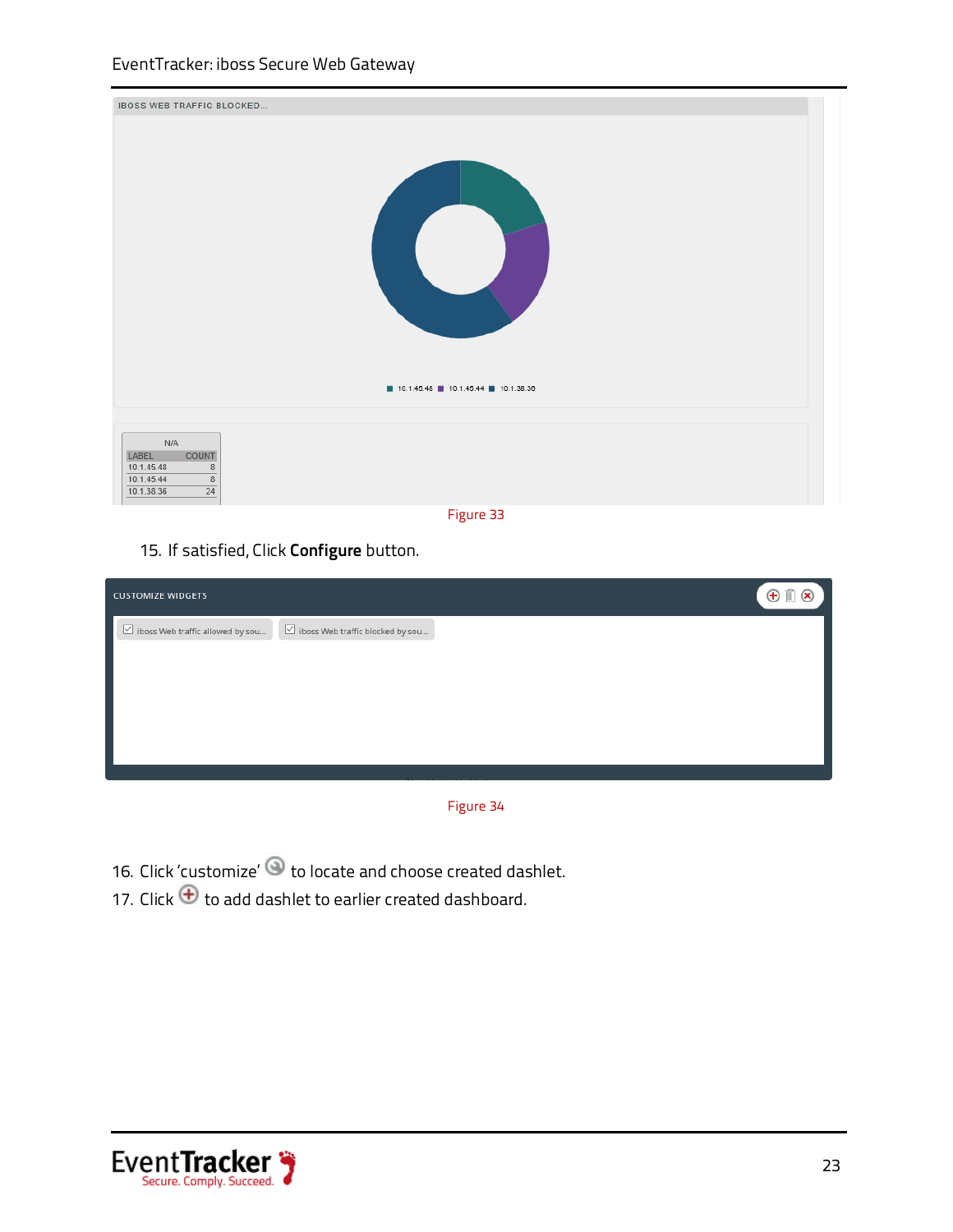IBOSS WEB TRAFFIC BLOCKED...

10.1.45.48 10.1.45.44 10.1.38.36

N/A

| LABEL | COUNT |
| --- | --- |
| 10.1.45.48 | 8 |
| 10.1.45.44 | 8 |
| 10.1.38.36 | 24 |

Figure 33

15. If satisfied, Click **Configure** button.

CUSTOMIZE WIDGETS

iboss Web traffic allowed by sou...

iboss Web traffic blocked by sou...

Figure 34

16. Click 'customize' to locate and choose created dashlet.
17. Click to add dashlet to earlier created dashboard.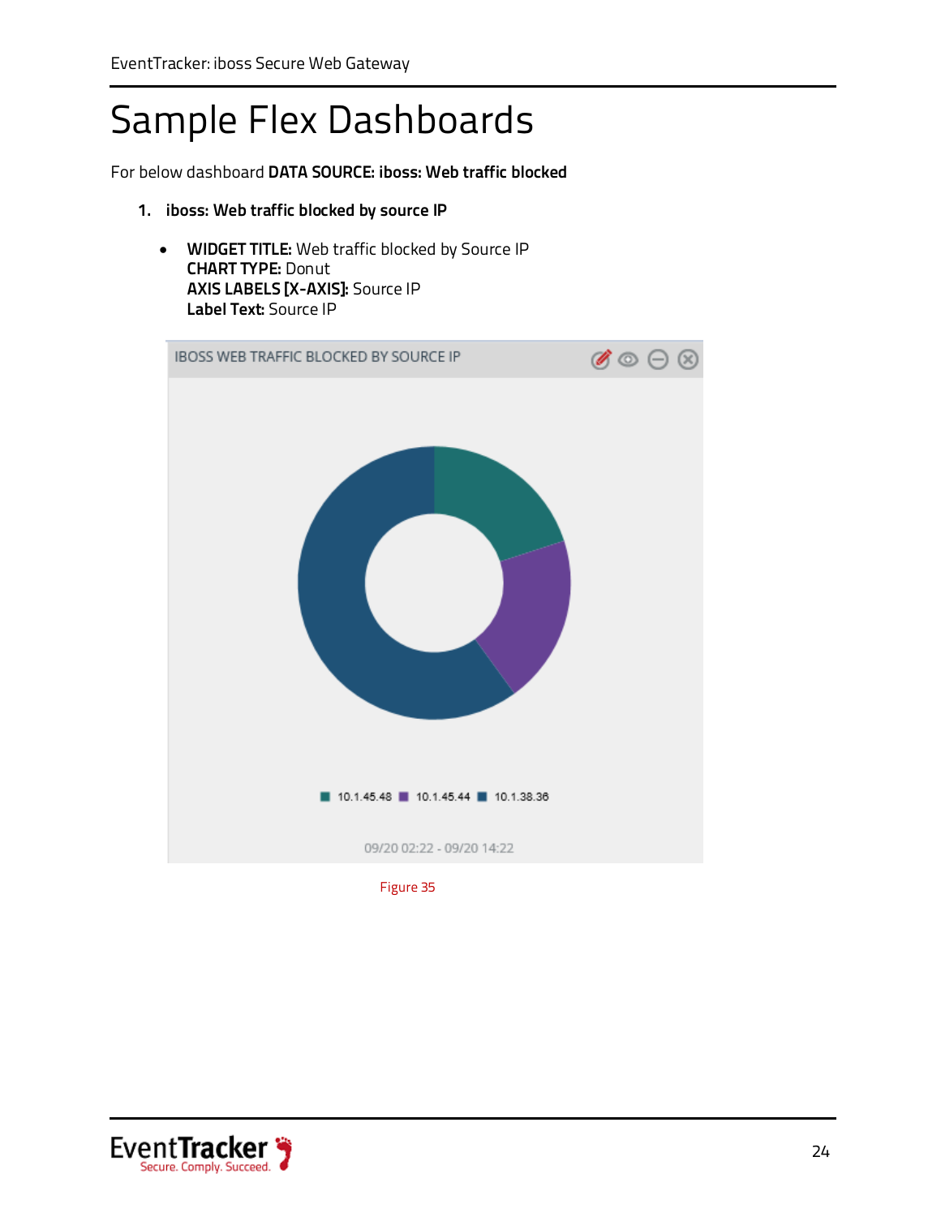# Sample Flex Dashboards

For below dashboard **DATA SOURCE: iboss: Web traffic blocked**

1. **iboss: Web traffic blocked by source IP**

   - **WIDGET TITLE:** Web traffic blocked by Source IP
     **CHART TYPE:** Donut
     **AXIS LABELS [X-AXIS]:** Source IP
     **Label Text:** Source IP

IBOSS WEB TRAFFIC BLOCKED BY SOURCE IP

10.1.45.48 10.1.45.44 10.1.38.36

09/20 02:22 - 09/20 14:22

Figure 35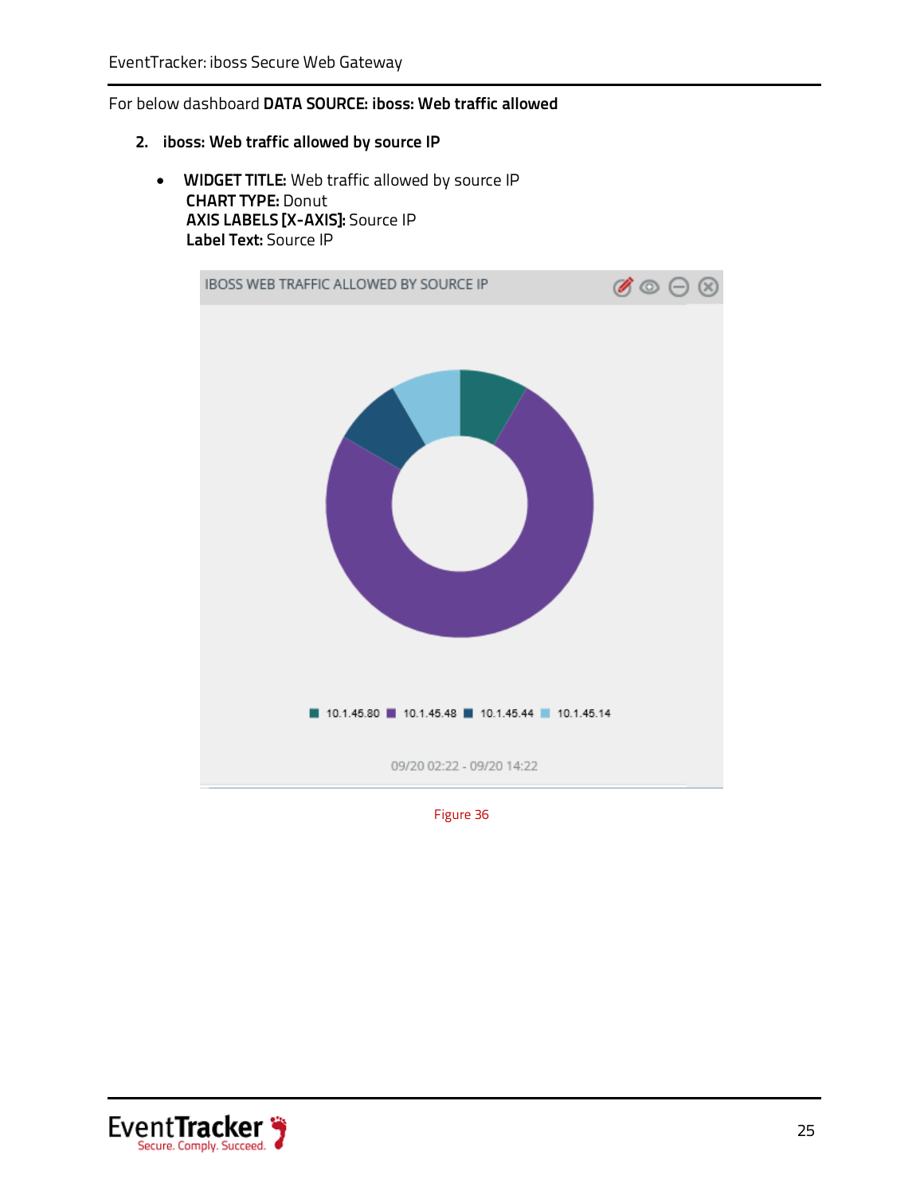For below dashboard **DATA SOURCE: iboss: Web traffic allowed**

2. **iboss: Web traffic allowed by source IP**

- **WIDGET TITLE:** Web traffic allowed by source IP
  **CHART TYPE:** Donut
  **AXIS LABELS [X-AXIS]:** Source IP
  **Label Text:** Source IP

IBOSS WEB TRAFFIC ALLOWED BY SOURCE IP

10.1.45.80 10.1.45.48 10.1.45.44 10.1.45.14

09/20 02:22 - 09/20 14:22

Figure 36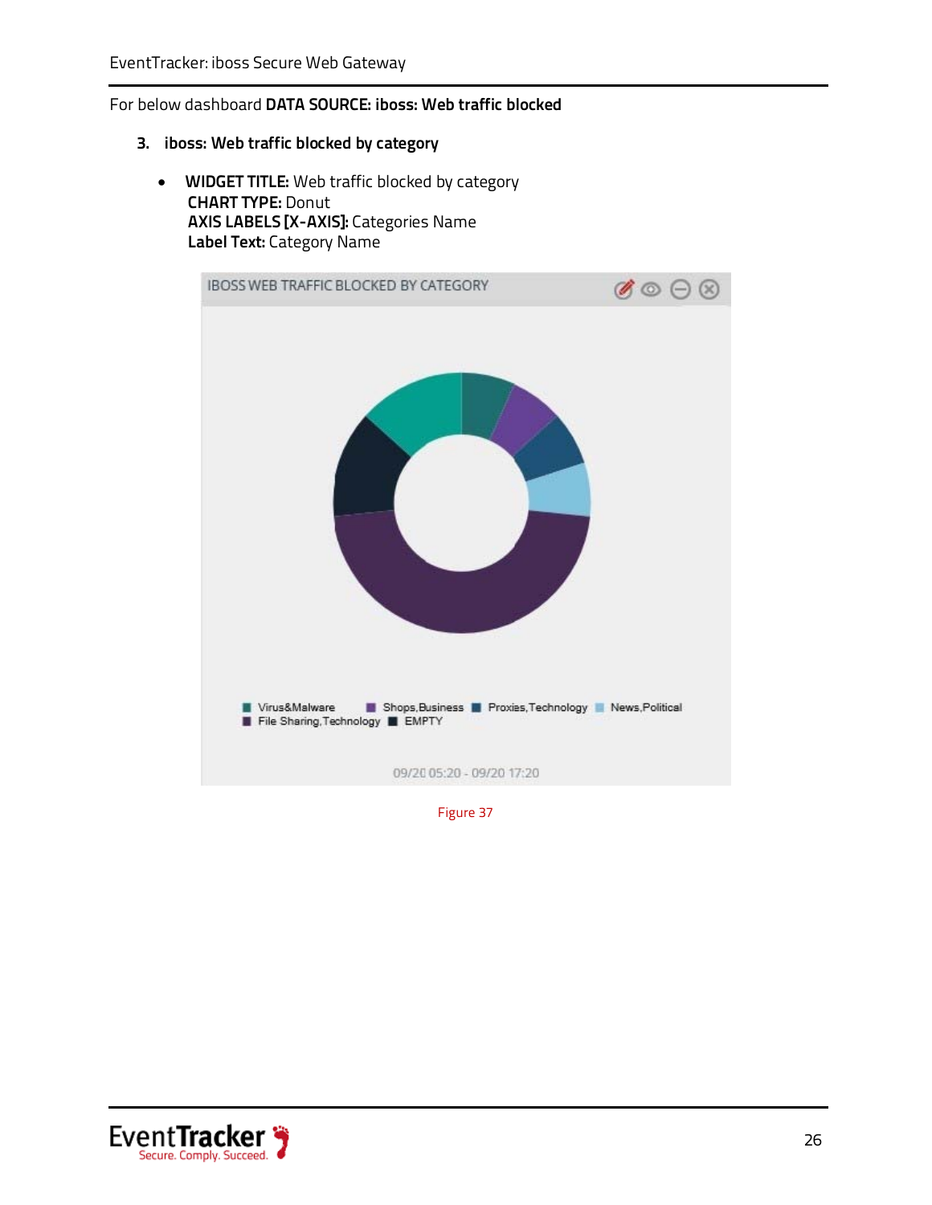For below dashboard **DATA SOURCE: iboss: Web traffic blocked**

3. **iboss: Web traffic blocked by category**

- **WIDGET TITLE:** Web traffic blocked by category
  **CHART TYPE:** Donut
  **AXIS LABELS [X-AXIS]:** Categories Name
  **Label Text:** Category Name

IBOSS WEB TRAFFIC BLOCKED BY CATEGORY

Virus&Malware
Shops,Business
Proxies,Technology
News,Political
File Sharing,Technology
EMPTY

09/20 05:20 - 09/20 17:20

Figure 37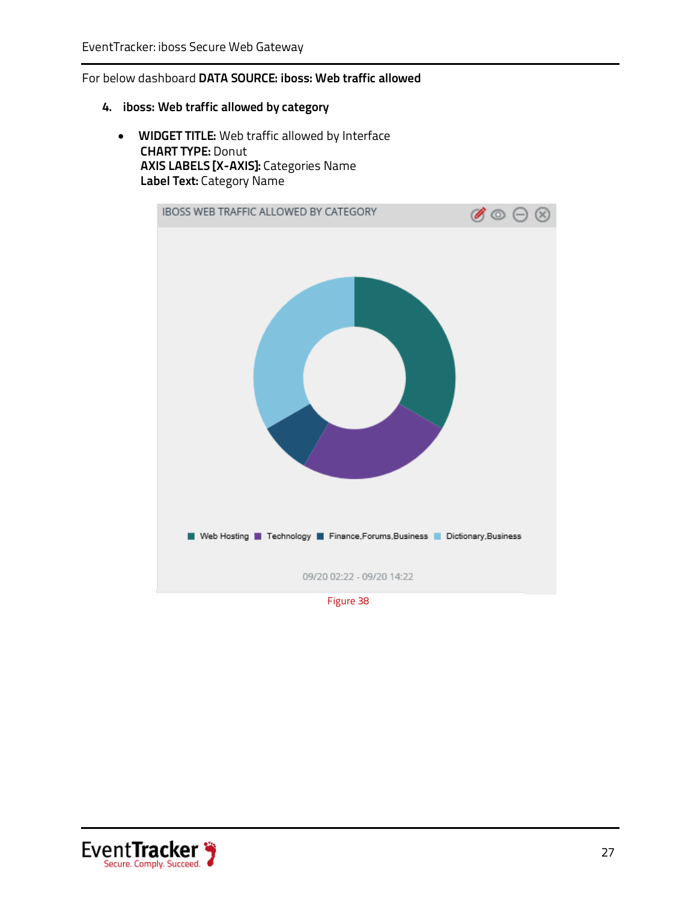For below dashboard **DATA SOURCE: iboss: Web traffic allowed**

4. **iboss: Web traffic allowed by category**

   - **WIDGET TITLE:** Web traffic allowed by Interface
     **CHART TYPE:** Donut
     **AXIS LABELS [X-AXIS]:** Categories Name
     **Label Text:** Category Name

IBOSS WEB TRAFFIC ALLOWED BY CATEGORY

Web Hosting
Technology
Finance,Forums,Business
Dictionary,Business

09/20 02:22 - 09/20 14:22

Figure 38